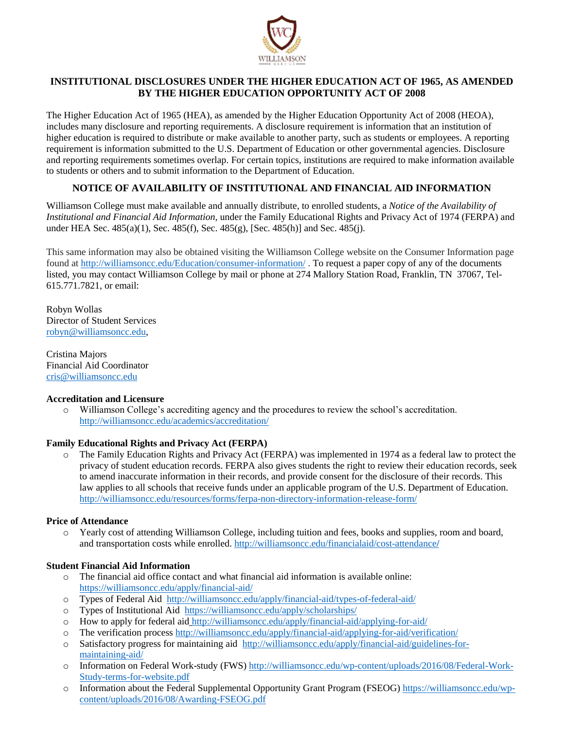# INSTITUTIONAL DISCLOSURES UNDER THE HIGHER EDUCATION ACT OF 1965, AS AMENDED BY THE HIGHER EDUCATION OPPORTUNITY ACT OF 2008

The Higher Education Act of 1965 (HEA), as amended by the Higher Education Opportunity Act of 2008 (HEOA), includes many disclosure and reporting requirements. A disclosure requirement is information that an institution of higher education is required to distribute or make available to another party, such as students or employees. A reporting requirement is information submitted to the U.S. Department of Education or other governmental agencies. Disclosure and reporting requirements sometimes overlap. For certain topics, institutions are required to make information available to students or others and to submit information to the Department of Education.

## NOTICE OF AVAILABILITY OF INSTITUTIONAL AND FINANCIAL AID INFORMATION

Williamson College must make available and annually distribute, to enrolled students, a *Notice of the Availability of Institutional and Financial Aid Information*, under the Family Educational Rights and Privacy Act of 1974 (FERPA) and under HEA Sec. 485(a)(1), Sec. 485(f), Sec. 485(g), [Sec. 485(h)] and Sec. 485(j).

This same information may also be obtained visiting the Williamson College website on the Consumer Information page found at http://williamsoncc.edu/Education/consumer-information/ . To request a paper copy of any of the documents listed, you may contact Williamson College by mail or phone at 274 Mallory Station Road, Franklin, TN 37067, Tel-615.771.7821, or email:

Robyn Wollas
Director of Student Services
robyn@williamsoncc.edu,

Cristina Majors
Financial Aid Coordinator
cris@williamsoncc.edu

**Accreditation and Licensure**

- Williamson College's accrediting agency and the procedures to review the school's accreditation. http://williamsoncc.edu/academics/accreditation/

**Family Educational Rights and Privacy Act (FERPA)**

- The Family Education Rights and Privacy Act (FERPA) was implemented in 1974 as a federal law to protect the privacy of student education records. FERPA also gives students the right to review their education records, seek to amend inaccurate information in their records, and provide consent for the disclosure of their records. This law applies to all schools that receive funds under an applicable program of the U.S. Department of Education. http://williamsoncc.edu/resources/forms/ferpa-non-directory-information-release-form/

**Price of Attendance**

- Yearly cost of attending Williamson College, including tuition and fees, books and supplies, room and board, and transportation costs while enrolled. http://williamsoncc.edu/financialaid/cost-attendance/

**Student Financial Aid Information**

- The financial aid office contact and what financial aid information is available online: https://williamsoncc.edu/apply/financial-aid/
- Types of Federal Aid http://williamsoncc.edu/apply/financial-aid/types-of-federal-aid/
- Types of Institutional Aid https://williamsoncc.edu/apply/scholarships/
- How to apply for federal aid http://williamsoncc.edu/apply/financial-aid/applying-for-aid/
- The verification process http://williamsoncc.edu/apply/financial-aid/applying-for-aid/verification/
- Satisfactory progress for maintaining aid http://williamsoncc.edu/apply/financial-aid/guidelines-for-maintaining-aid/
- Information on Federal Work-study (FWS) http://williamsoncc.edu/wp-content/uploads/2016/08/Federal-Work-Study-terms-for-website.pdf
- Information about the Federal Supplemental Opportunity Grant Program (FSEOG) https://williamsoncc.edu/wp-content/uploads/2016/08/Awarding-FSEOG.pdf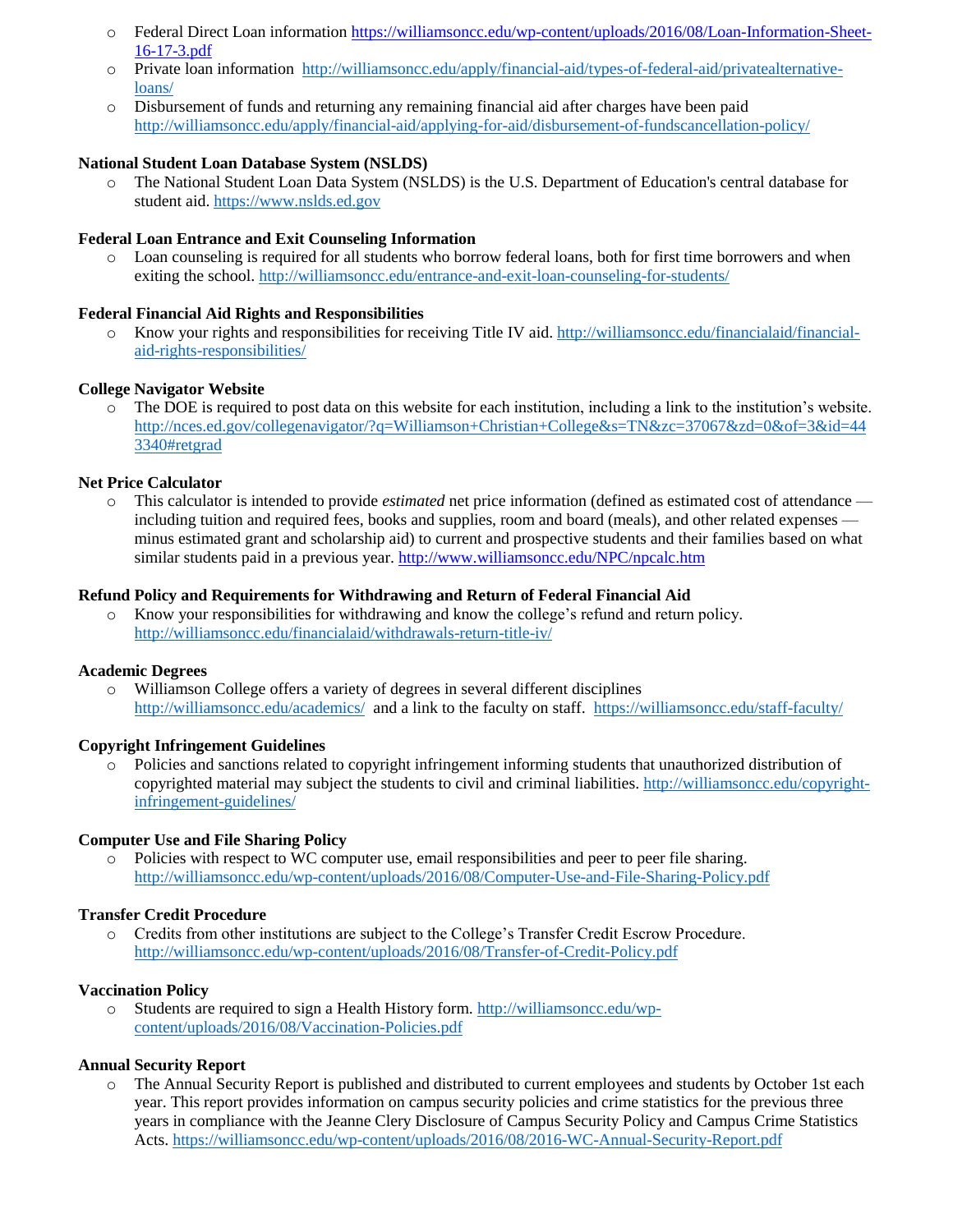- Federal Direct Loan information https://williamsoncc.edu/wp-content/uploads/2016/08/Loan-Information-Sheet-16-17-3.pdf
- Private loan information http://williamsoncc.edu/apply/financial-aid/types-of-federal-aid/privatealternative-loans/
- Disbursement of funds and returning any remaining financial aid after charges have been paid http://williamsoncc.edu/apply/financial-aid/applying-for-aid/disbursement-of-fundscancellation-policy/

**National Student Loan Database System (NSLDS)**

- The National Student Loan Data System (NSLDS) is the U.S. Department of Education's central database for student aid. https://www.nslds.ed.gov

**Federal Loan Entrance and Exit Counseling Information**

- Loan counseling is required for all students who borrow federal loans, both for first time borrowers and when exiting the school. http://williamsoncc.edu/entrance-and-exit-loan-counseling-for-students/

**Federal Financial Aid Rights and Responsibilities**

- Know your rights and responsibilities for receiving Title IV aid. http://williamsoncc.edu/financialaid/financial-aid-rights-responsibilities/

**College Navigator Website**

- The DOE is required to post data on this website for each institution, including a link to the institution's website. http://nces.ed.gov/collegenavigator/?q=Williamson+Christian+College&s=TN&zc=37067&zd=0&of=3&id=443340#retgrad

**Net Price Calculator**

- This calculator is intended to provide *estimated* net price information (defined as estimated cost of attendance — including tuition and required fees, books and supplies, room and board (meals), and other related expenses — minus estimated grant and scholarship aid) to current and prospective students and their families based on what similar students paid in a previous year. http://www.williamsoncc.edu/NPC/npcalc.htm

**Refund Policy and Requirements for Withdrawing and Return of Federal Financial Aid**

- Know your responsibilities for withdrawing and know the college's refund and return policy. http://williamsoncc.edu/financialaid/withdrawals-return-title-iv/

**Academic Degrees**

- Williamson College offers a variety of degrees in several different disciplines http://williamsoncc.edu/academics/ and a link to the faculty on staff. https://williamsoncc.edu/staff-faculty/

**Copyright Infringement Guidelines**

- Policies and sanctions related to copyright infringement informing students that unauthorized distribution of copyrighted material may subject the students to civil and criminal liabilities. http://williamsoncc.edu/copyright-infringement-guidelines/

**Computer Use and File Sharing Policy**

- Policies with respect to WC computer use, email responsibilities and peer to peer file sharing. http://williamsoncc.edu/wp-content/uploads/2016/08/Computer-Use-and-File-Sharing-Policy.pdf

**Transfer Credit Procedure**

- Credits from other institutions are subject to the College's Transfer Credit Escrow Procedure. http://williamsoncc.edu/wp-content/uploads/2016/08/Transfer-of-Credit-Policy.pdf

**Vaccination Policy**

- Students are required to sign a Health History form. http://williamsoncc.edu/wp-content/uploads/2016/08/Vaccination-Policies.pdf

**Annual Security Report**

- The Annual Security Report is published and distributed to current employees and students by October 1st each year. This report provides information on campus security policies and crime statistics for the previous three years in compliance with the Jeanne Clery Disclosure of Campus Security Policy and Campus Crime Statistics Acts. https://williamsoncc.edu/wp-content/uploads/2016/08/2016-WC-Annual-Security-Report.pdf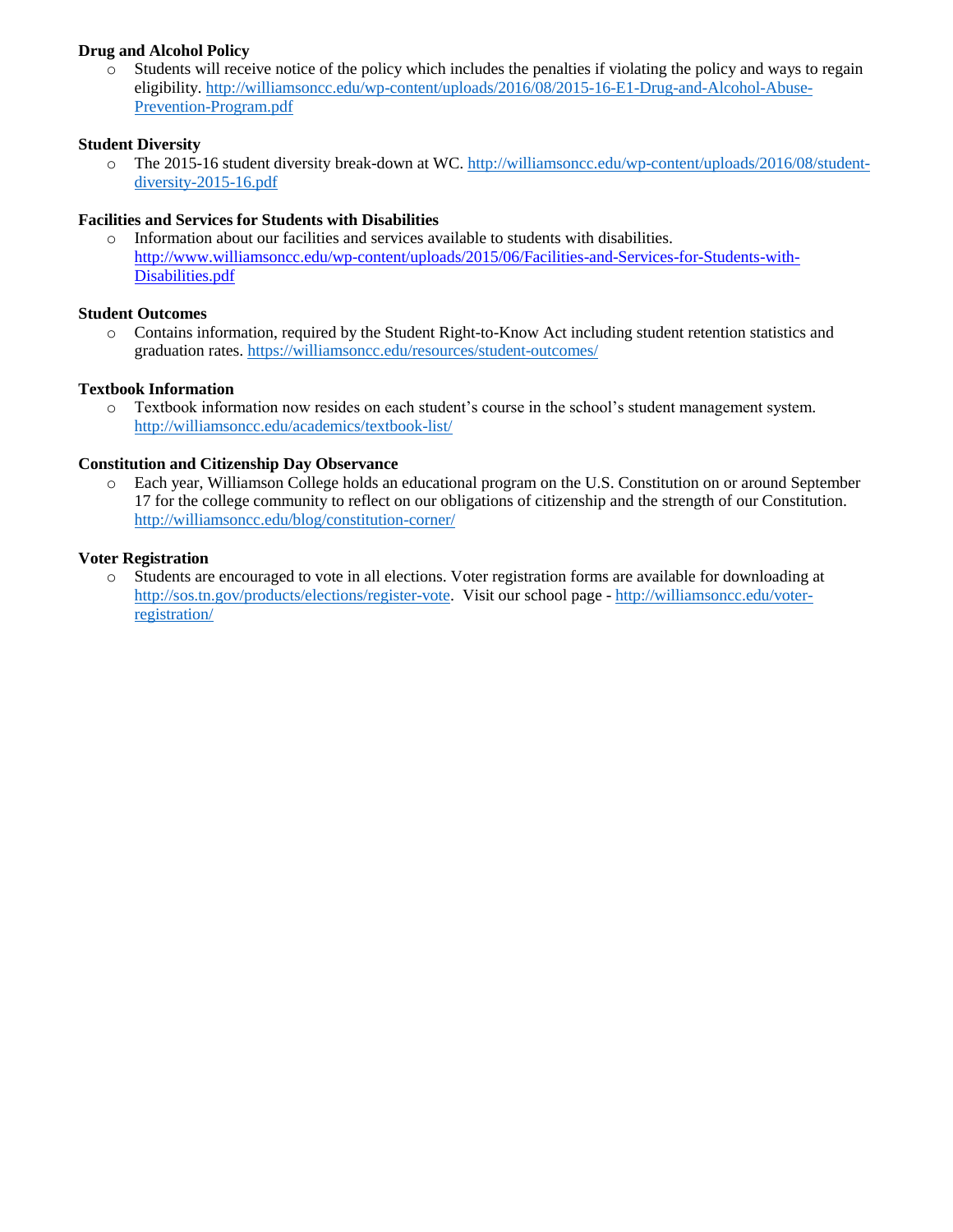**Drug and Alcohol Policy**

- Students will receive notice of the policy which includes the penalties if violating the policy and ways to regain eligibility. http://williamsoncc.edu/wp-content/uploads/2016/08/2015-16-E1-Drug-and-Alcohol-Abuse-Prevention-Program.pdf

**Student Diversity**

- The 2015-16 student diversity break-down at WC. http://williamsoncc.edu/wp-content/uploads/2016/08/student-diversity-2015-16.pdf

**Facilities and Services for Students with Disabilities**

- Information about our facilities and services available to students with disabilities. http://www.williamsoncc.edu/wp-content/uploads/2015/06/Facilities-and-Services-for-Students-with-Disabilities.pdf

**Student Outcomes**

- Contains information, required by the Student Right-to-Know Act including student retention statistics and graduation rates. https://williamsoncc.edu/resources/student-outcomes/

**Textbook Information**

- Textbook information now resides on each student's course in the school's student management system. http://williamsoncc.edu/academics/textbook-list/

**Constitution and Citizenship Day Observance**

- Each year, Williamson College holds an educational program on the U.S. Constitution on or around September 17 for the college community to reflect on our obligations of citizenship and the strength of our Constitution. http://williamsoncc.edu/blog/constitution-corner/

**Voter Registration**

- Students are encouraged to vote in all elections. Voter registration forms are available for downloading at http://sos.tn.gov/products/elections/register-vote. Visit our school page - http://williamsoncc.edu/voter-registration/